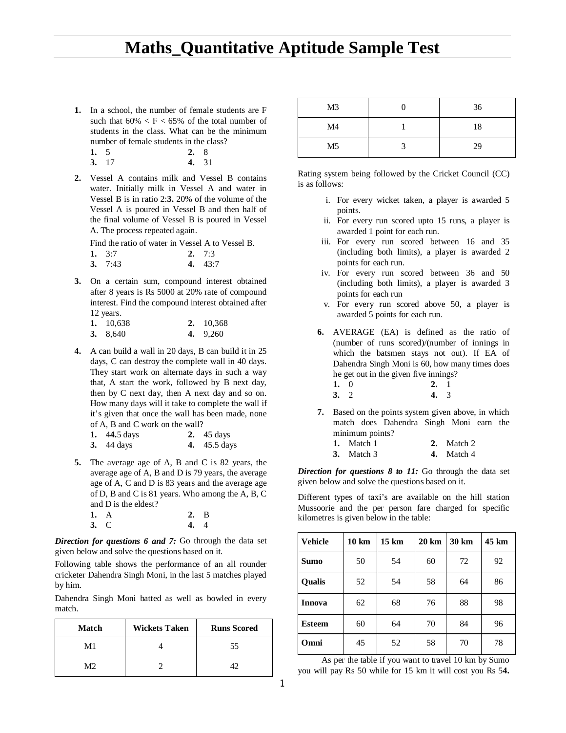# Maths_Quantitative Aptitude Sample Test

1. In a school, the number of female students are F such that 60% < F < 65% of the total number of students in the class. What can be the minimum number of female students in the class?

   1. 5
   2. 8
   3. 17
   4. 31

2. Vessel A contains milk and Vessel B contains water. Initially milk in Vessel A and water in Vessel B is in ratio 2:3. 20% of the volume of the Vessel A is poured in Vessel B and then half of the final volume of Vessel B is poured in Vessel A. The process repeated again.

   Find the ratio of water in Vessel A to Vessel B.

   1. 3:7
   2. 7:3
   3. 7:43
   4. 43:7

3. On a certain sum, compound interest obtained after 8 years is Rs 5000 at 20% rate of compound interest. Find the compound interest obtained after 12 years.

   1. 10,638
   2. 10,368
   3. 8,640
   4. 9,260

4. A can build a wall in 20 days, B can build it in 25 days, C can destroy the complete wall in 40 days. They start work on alternate days in such a way that, A start the work, followed by B next day, then by C next day, then A next day and so on. How many days will it take to complete the wall if it's given that once the wall has been made, none of A, B and C work on the wall?

   1. 44.5 days
   2. 45 days
   3. 44 days
   4. 45.5 days

5. The average age of A, B and C is 82 years, the average age of A, B and D is 79 years, the average age of A, C and D is 83 years and the average age of D, B and C is 81 years. Who among the A, B, C and D is the eldest?

   1. A
   2. B
   3. C
   4. 4

***Direction for questions 6 and 7:*** Go through the data set given below and solve the questions based on it.

Following table shows the performance of an all rounder cricketer Dahendra Singh Moni, in the last 5 matches played by him.

Dahendra Singh Moni batted as well as bowled in every match.

| Match | Wickets Taken | Runs Scored |
|---|---|---|
| M1 | 4 | 55 |
| M2 | 2 | 42 |
| M3 | 0 | 36 |
| M4 | 1 | 18 |
| M5 | 3 | 29 |

Rating system being followed by the Cricket Council (CC) is as follows:

i. For every wicket taken, a player is awarded 5 points.
ii. For every run scored upto 15 runs, a player is awarded 1 point for each run.
iii. For every run scored between 16 and 35 (including both limits), a player is awarded 2 points for each run.
iv. For every run scored between 36 and 50 (including both limits), a player is awarded 3 points for each run
v. For every run scored above 50, a player is awarded 5 points for each run.

6. AVERAGE (EA) is defined as the ratio of (number of runs scored)/(number of innings in which the batsmen stays not out). If EA of Dahendra Singh Moni is 60, how many times does he get out in the given five innings?

   1. 0
   2. 1
   3. 2
   4. 3

7. Based on the points system given above, in which match does Dahendra Singh Moni earn the minimum points?

   1. Match 1
   2. Match 2
   3. Match 3
   4. Match 4

***Direction for questions 8 to 11:*** Go through the data set given below and solve the questions based on it.

Different types of taxi's are available on the hill station Mussoorie and the per person fare charged for specific kilometres is given below in the table:

| Vehicle | 10 km | 15 km | 20 km | 30 km | 45 km |
|---|---|---|---|---|---|
| **Sumo** | 50 | 54 | 60 | 72 | 92 |
| **Qualis** | 52 | 54 | 58 | 64 | 86 |
| **Innova** | 62 | 68 | 76 | 88 | 98 |
| **Esteem** | 60 | 64 | 70 | 84 | 96 |
| **Omni** | 45 | 52 | 58 | 70 | 78 |

As per the table if you want to travel 10 km by Sumo you will pay Rs 50 while for 15 km it will cost you Rs 54.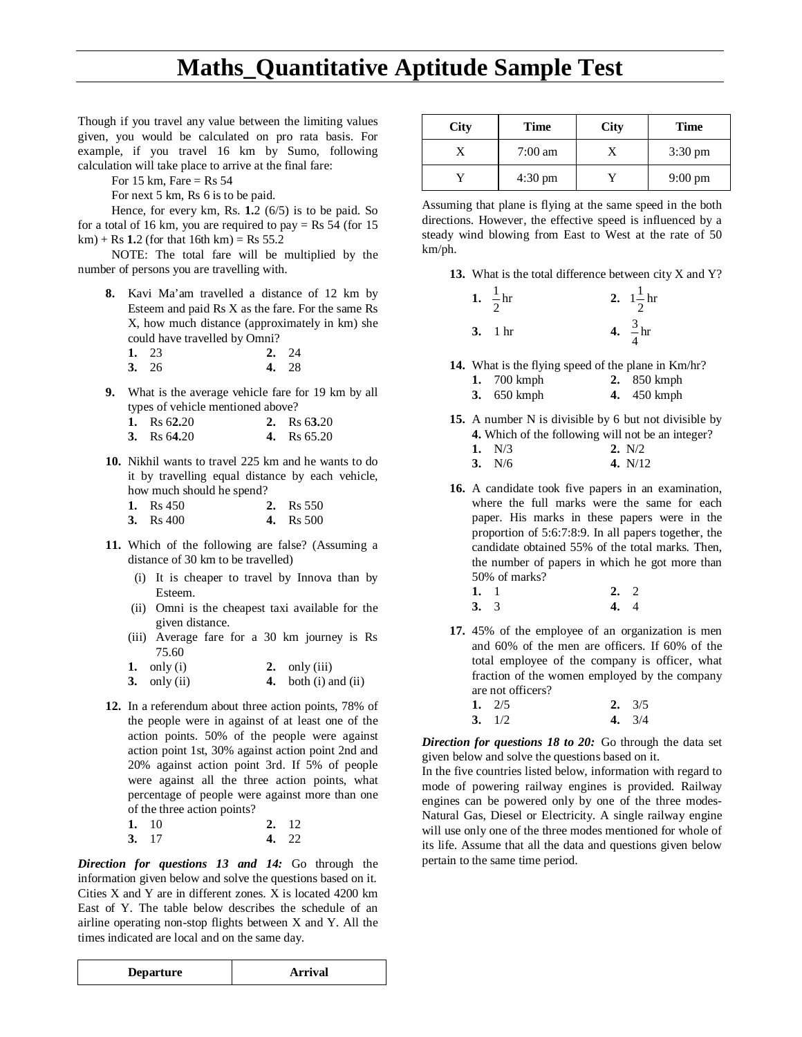# Maths_Quantitative Aptitude Sample Test

Though if you travel any value between the limiting values given, you would be calculated on pro rata basis. For example, if you travel 16 km by Sumo, following calculation will take place to arrive at the final fare:

For 15 km, Fare = Rs 54

For next 5 km, Rs 6 is to be paid.

Hence, for every km, Rs. **1.**2 (6/5) is to be paid. So for a total of 16 km, you are required to pay = Rs 54 (for 15 km) + Rs **1.**2 (for that 16th km) = Rs 55.2

NOTE: The total fare will be multiplied by the number of persons you are travelling with.

**8.** Kavi Ma'am travelled a distance of 12 km by Esteem and paid Rs X as the fare. For the same Rs X, how much distance (approximately in km) she could have travelled by Omni?

**1.** 23 **2.** 24
**3.** 26 **4.** 28

**9.** What is the average vehicle fare for 19 km by all types of vehicle mentioned above?

**1.** Rs 6**2.**20 **2.** Rs 6**3.**20
**3.** Rs 6**4.**20 **4.** Rs 65.20

**10.** Nikhil wants to travel 225 km and he wants to do it by travelling equal distance by each vehicle, how much should he spend?

**1.** Rs 450 **2.** Rs 550
**3.** Rs 400 **4.** Rs 500

**11.** Which of the following are false? (Assuming a distance of 30 km to be travelled)

(i) It is cheaper to travel by Innova than by Esteem.
(ii) Omni is the cheapest taxi available for the given distance.
(iii) Average fare for a 30 km journey is Rs 75.60

**1.** only (i) **2.** only (iii)
**3.** only (ii) **4.** both (i) and (ii)

**12.** In a referendum about three action points, 78% of the people were in against of at least one of the action points. 50% of the people were against action point 1st, 30% against action point 2nd and 20% against action point 3rd. If 5% of people were against all the three action points, what percentage of people were against more than one of the three action points?

**1.** 10 **2.** 12
**3.** 17 **4.** 22

***Direction for questions 13 and 14:*** Go through the information given below and solve the questions based on it. Cities X and Y are in different zones. X is located 4200 km East of Y. The table below describes the schedule of an airline operating non-stop flights between X and Y. All the times indicated are local and on the same day.

| Departure | | Arrival | |
|---|---|---|---|
| **City** | **Time** | **City** | **Time** |
| X | 7:00 am | X | 3:30 pm |
| Y | 4:30 pm | Y | 9:00 pm |

Assuming that plane is flying at the same speed in the both directions. However, the effective speed is influenced by a steady wind blowing from East to West at the rate of 50 km/ph.

**13.** What is the total difference between city X and Y?

**1.** $\frac{1}{2}$hr **2.** $1\frac{1}{2}$hr
**3.** 1 hr **4.** $\frac{3}{4}$hr

**14.** What is the flying speed of the plane in Km/hr?

**1.** 700 kmph **2.** 850 kmph
**3.** 650 kmph **4.** 450 kmph

**15.** A number N is divisible by 6 but not divisible by **4.** Which of the following will not be an integer?

**1.** N/3 **2.** N/2
**3.** N/6 **4.** N/12

**16.** A candidate took five papers in an examination, where the full marks were the same for each paper. His marks in these papers were in the proportion of 5:6:7:8:9. In all papers together, the candidate obtained 55% of the total marks. Then, the number of papers in which he got more than 50% of marks?

**1.** 1 **2.** 2
**3.** 3 **4.** 4

**17.** 45% of the employee of an organization is men and 60% of the men are officers. If 60% of the total employee of the company is officer, what fraction of the women employed by the company are not officers?

**1.** 2/5 **2.** 3/5
**3.** 1/2 **4.** 3/4

***Direction for questions 18 to 20:*** Go through the data set given below and solve the questions based on it.

In the five countries listed below, information with regard to mode of powering railway engines is provided. Railway engines can be powered only by one of the three modes- Natural Gas, Diesel or Electricity. A single railway engine will use only one of the three modes mentioned for whole of its life. Assume that all the data and questions given below pertain to the same time period.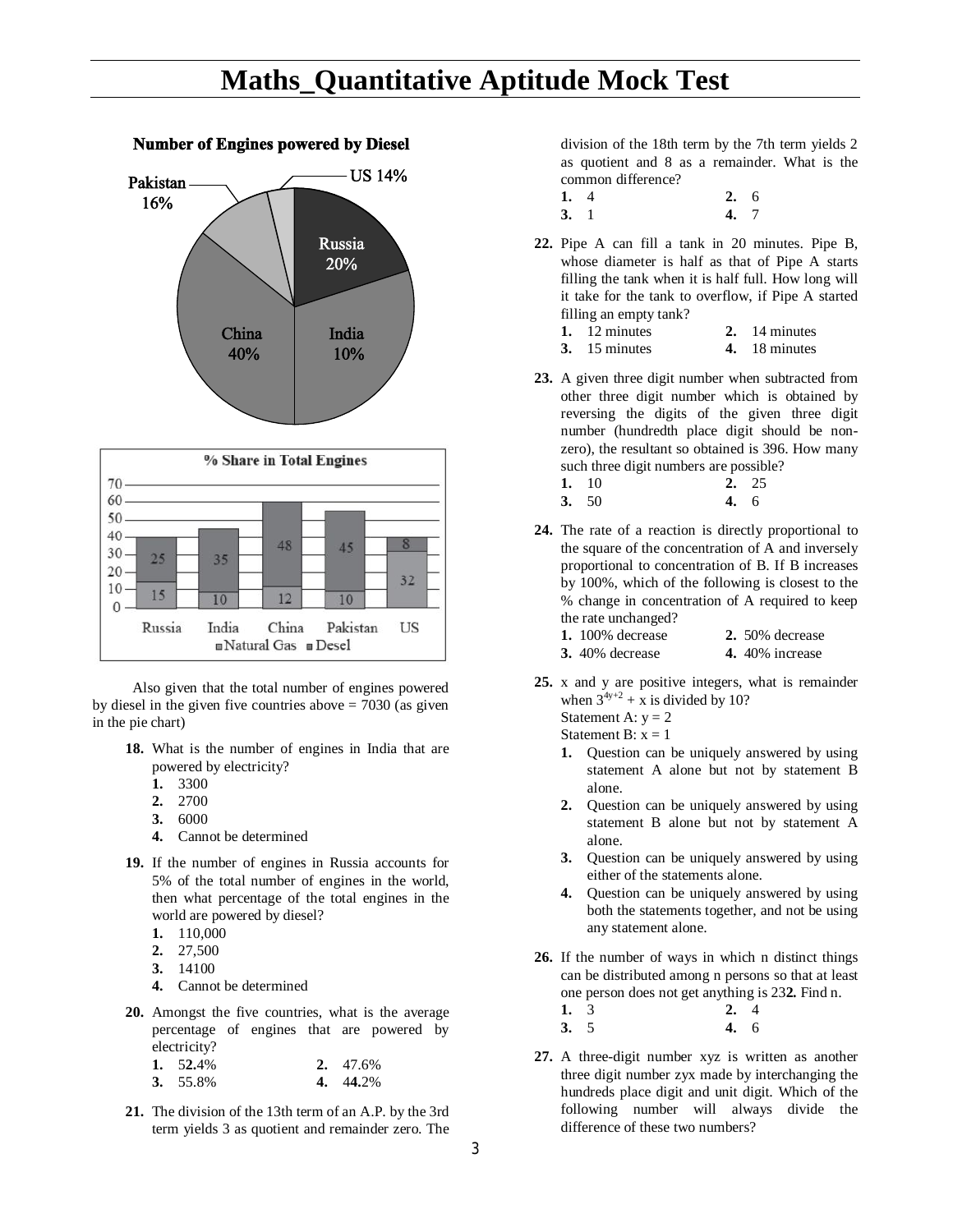# Maths_Quantitative Aptitude Mock Test

**Number of Engines powered by Diesel**

| Country | Share |
|---|---|
| Russia | 20% |
| India | 10% |
| China | 40% |
| Pakistan | 16% |
| US | 14% |

**% Share in Total Engines**

| Country | Natural Gas | Desel |
|---|---|---|
| Russia | 15 | 25 |
| India | 10 | 35 |
| China | 12 | 48 |
| Pakistan | 10 | 45 |
| US | 32 | 8 |

Also given that the total number of engines powered by diesel in the given five countries above = 7030 (as given in the pie chart)

**18.** What is the number of engines in India that are powered by electricity?
1. 3300
2. 2700
3. 6000
4. Cannot be determined

**19.** If the number of engines in Russia accounts for 5% of the total number of engines in the world, then what percentage of the total engines in the world are powered by diesel?
1. 110,000
2. 27,500
3. 14100
4. Cannot be determined

**20.** Amongst the five countries, what is the average percentage of engines that are powered by electricity?

| | | | |
|---|---|---|---|
| **1.** | 52.4% | **2.** | 47.6% |
| **3.** | 55.8% | **4.** | 44.2% |

**21.** The division of the 13th term of an A.P. by the 3rd term yields 3 as quotient and remainder zero. The division of the 18th term by the 7th term yields 2 as quotient and 8 as a remainder. What is the common difference?

| | | | |
|---|---|---|---|
| **1.** | 4 | **2.** | 6 |
| **3.** | 1 | **4.** | 7 |

**22.** Pipe A can fill a tank in 20 minutes. Pipe B, whose diameter is half as that of Pipe A starts filling the tank when it is half full. How long will it take for the tank to overflow, if Pipe A started filling an empty tank?

| | | | |
|---|---|---|---|
| **1.** | 12 minutes | **2.** | 14 minutes |
| **3.** | 15 minutes | **4.** | 18 minutes |

**23.** A given three digit number when subtracted from other three digit number which is obtained by reversing the digits of the given three digit number (hundredth place digit should be non-zero), the resultant so obtained is 396. How many such three digit numbers are possible?

| | | | |
|---|---|---|---|
| **1.** | 10 | **2.** | 25 |
| **3.** | 50 | **4.** | 6 |

**24.** The rate of a reaction is directly proportional to the square of the concentration of A and inversely proportional to concentration of B. If B increases by 100%, which of the following is closest to the % change in concentration of A required to keep the rate unchanged?

| | | | |
|---|---|---|---|
| **1.** | 100% decrease | **2.** | 50% decrease |
| **3.** | 40% decrease | **4.** | 40% increase |

**25.** x and y are positive integers, what is remainder when $3^{4y+2} + x$ is divided by 10?
Statement A: y = 2
Statement B: x = 1
1. Question can be uniquely answered by using statement A alone but not by statement B alone.
2. Question can be uniquely answered by using statement B alone but not by statement A alone.
3. Question can be uniquely answered by using either of the statements alone.
4. Question can be uniquely answered by using both the statements together, and not be using any statement alone.

**26.** If the number of ways in which n distinct things can be distributed among n persons so that at least one person does not get anything is 232. Find n.

| | | | |
|---|---|---|---|
| **1.** | 3 | **2.** | 4 |
| **3.** | 5 | **4.** | 6 |

**27.** A three-digit number xyz is written as another three digit number zyx made by interchanging the hundreds place digit and unit digit. Which of the following number will always divide the difference of these two numbers?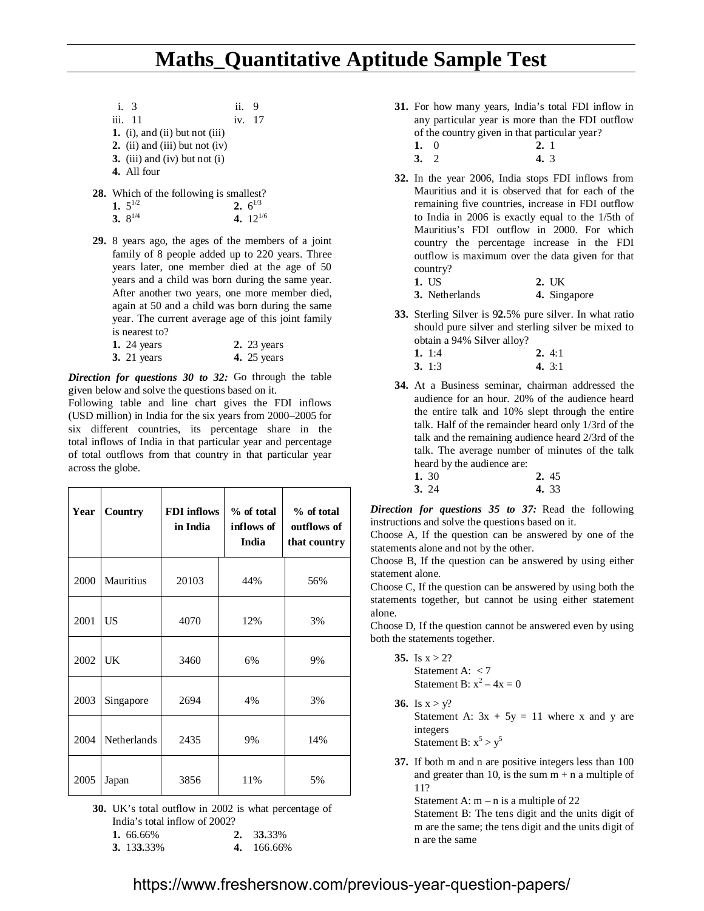i. 3 &nbsp;&nbsp;&nbsp;&nbsp; ii. 9

iii. 11 &nbsp;&nbsp;&nbsp;&nbsp; iv. 17

**1.** (i), and (ii) but not (iii)

**2.** (ii) and (iii) but not (iv)

**3.** (iii) and (iv) but not (i)

**4.** All four

**28.** Which of the following is smallest?

**1.** $5^{1/2}$ &nbsp;&nbsp;&nbsp;&nbsp; **2.** $6^{1/3}$

**3.** $8^{1/4}$ &nbsp;&nbsp;&nbsp;&nbsp; **4.** $12^{1/6}$

**29.** 8 years ago, the ages of the members of a joint family of 8 people added up to 220 years. Three years later, one member died at the age of 50 years and a child was born during the same year. After another two years, one more member died, again at 50 and a child was born during the same year. The current average age of this joint family is nearest to?

**1.** 24 years &nbsp;&nbsp;&nbsp;&nbsp; **2.** 23 years

**3.** 21 years &nbsp;&nbsp;&nbsp;&nbsp; **4.** 25 years

***Direction for questions 30 to 32:*** Go through the table given below and solve the questions based on it.

Following table and line chart gives the FDI inflows (USD million) in India for the six years from 2000–2005 for six different countries, its percentage share in the total inflows of India in that particular year and percentage of total outflows from that country in that particular year across the globe.

| Year | Country | FDI inflows in India | % of total inflows of India | % of total outflows of that country |
|---|---|---|---|---|
| 2000 | Mauritius | 20103 | 44% | 56% |
| 2001 | US | 4070 | 12% | 3% |
| 2002 | UK | 3460 | 6% | 9% |
| 2003 | Singapore | 2694 | 4% | 3% |
| 2004 | Netherlands | 2435 | 9% | 14% |
| 2005 | Japan | 3856 | 11% | 5% |

**30.** UK's total outflow in 2002 is what percentage of India's total inflow of 2002?

**1.** 66.66% &nbsp;&nbsp;&nbsp;&nbsp; **2.** 33.33%

**3.** 133.33% &nbsp;&nbsp;&nbsp;&nbsp; **4.** 166.66%

**31.** For how many years, India's total FDI inflow in any particular year is more than the FDI outflow of the country given in that particular year?

**1.** 0 &nbsp;&nbsp;&nbsp;&nbsp; **2.** 1

**3.** 2 &nbsp;&nbsp;&nbsp;&nbsp; **4.** 3

**32.** In the year 2006, India stops FDI inflows from Mauritius and it is observed that for each of the remaining five countries, increase in FDI outflow to India in 2006 is exactly equal to the 1/5th of Mauritius's FDI outflow in 2000. For which country the percentage increase in the FDI outflow is maximum over the data given for that country?

**1.** US &nbsp;&nbsp;&nbsp;&nbsp; **2.** UK

**3.** Netherlands &nbsp;&nbsp;&nbsp;&nbsp; **4.** Singapore

**33.** Sterling Silver is 92.5% pure silver. In what ratio should pure silver and sterling silver be mixed to obtain a 94% Silver alloy?

**1.** 1:4 &nbsp;&nbsp;&nbsp;&nbsp; **2.** 4:1

**3.** 1:3 &nbsp;&nbsp;&nbsp;&nbsp; **4.** 3:1

**34.** At a Business seminar, chairman addressed the audience for an hour. 20% of the audience heard the entire talk and 10% slept through the entire talk. Half of the remainder heard only 1/3rd of the talk and the remaining audience heard 2/3rd of the talk. The average number of minutes of the talk heard by the audience are:

**1.** 30 &nbsp;&nbsp;&nbsp;&nbsp; **2.** 45

**3.** 24 &nbsp;&nbsp;&nbsp;&nbsp; **4.** 33

***Direction for questions 35 to 37:*** Read the following instructions and solve the questions based on it.

Choose A, If the question can be answered by one of the statements alone and not by the other.

Choose B, If the question can be answered by using either statement alone.

Choose C, If the question can be answered by using both the statements together, but cannot be using either statement alone.

Choose D, If the question cannot be answered even by using both the statements together.

**35.** Is $x > 2$?

Statement A: $< 7$

Statement B: $x^2 - 4x = 0$

**36.** Is $x > y$?

Statement A: $3x + 5y = 11$ where x and y are integers

Statement B: $x^5 > y^5$

**37.** If both m and n are positive integers less than 100 and greater than 10, is the sum $m + n$ a multiple of 11?

Statement A: $m - n$ is a multiple of 22

Statement B: The tens digit and the units digit of m are the same; the tens digit and the units digit of n are the same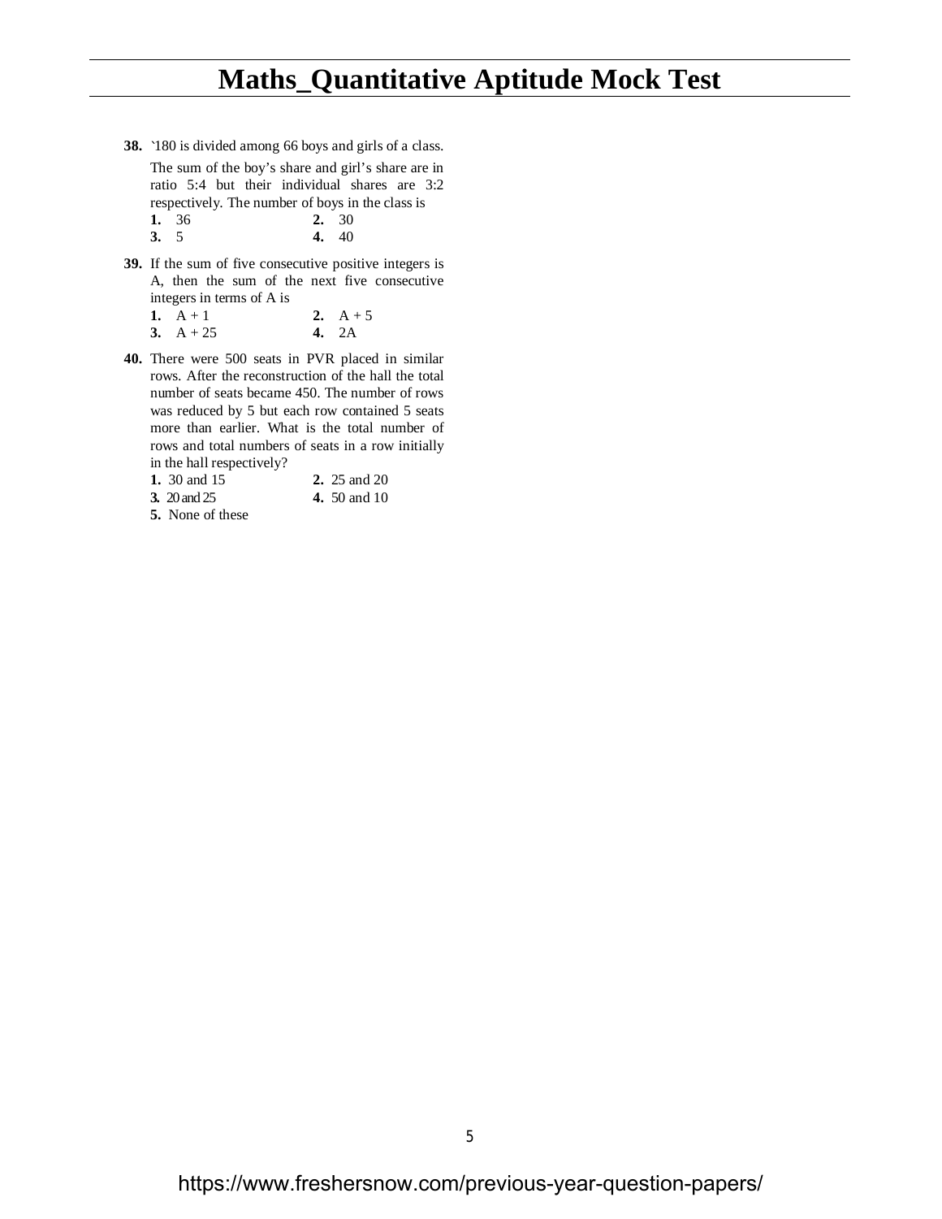**38.** `180 is divided among 66 boys and girls of a class. The sum of the boy's share and girl's share are in ratio 5:4 but their individual shares are 3:2 respectively. The number of boys in the class is

**1.** 36 **2.** 30
**3.** 5 **4.** 40

**39.** If the sum of five consecutive positive integers is A, then the sum of the next five consecutive integers in terms of A is

**1.** A + 1 **2.** A + 5
**3.** A + 25 **4.** 2A

**40.** There were 500 seats in PVR placed in similar rows. After the reconstruction of the hall the total number of seats became 450. The number of rows was reduced by 5 but each row contained 5 seats more than earlier. What is the total number of rows and total numbers of seats in a row initially in the hall respectively?

**1.** 30 and 15 **2.** 25 and 20
**3.** 20 and 25 **4.** 50 and 10
**5.** None of these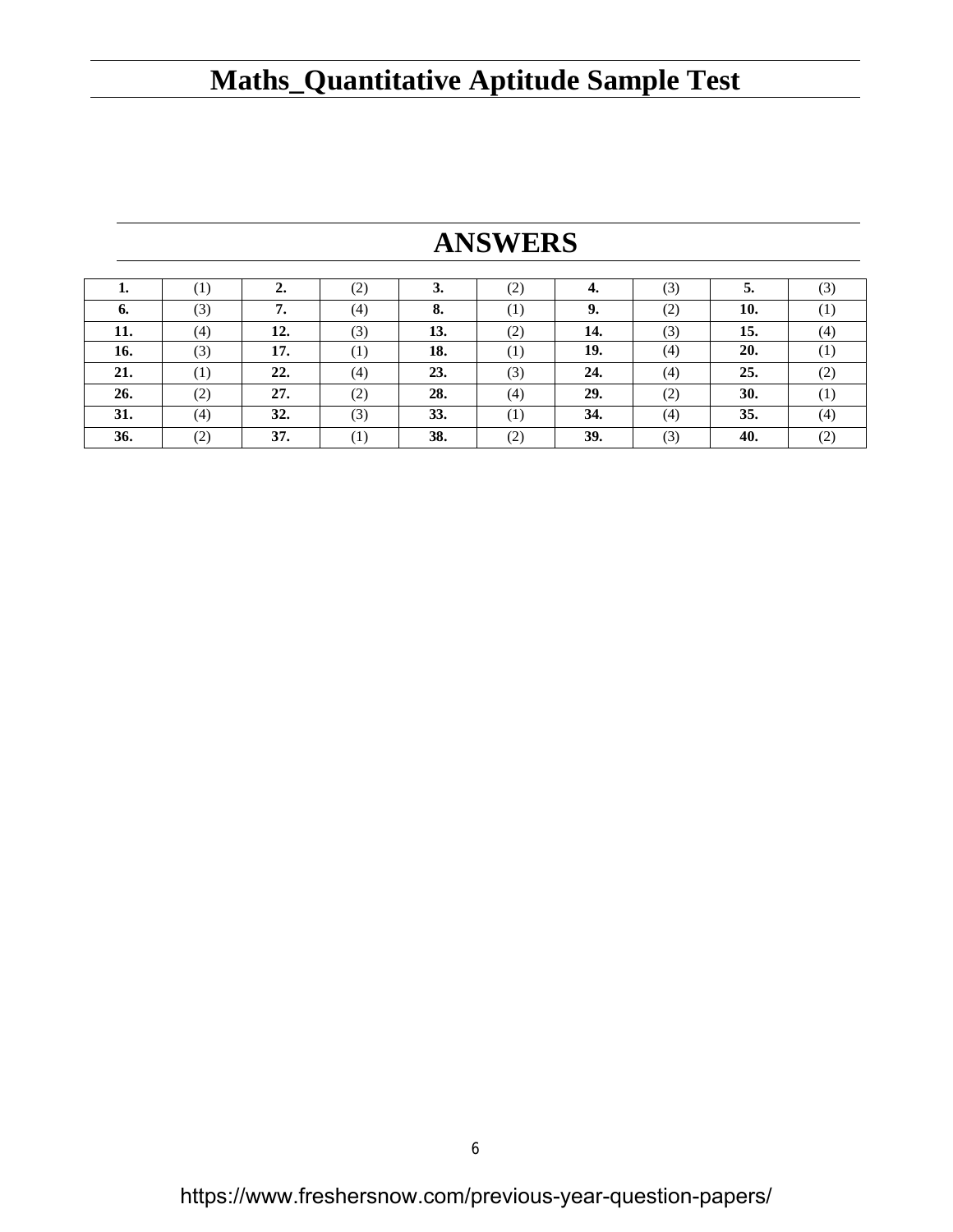# Maths_Quantitative Aptitude Sample Test

## ANSWERS

| | | | | | | | | | |
|---|---|---|---|---|---|---|---|---|---|
| **1.** | (1) | **2.** | (2) | **3.** | (2) | **4.** | (3) | **5.** | (3) |
| **6.** | (3) | **7.** | (4) | **8.** | (1) | **9.** | (2) | **10.** | (1) |
| **11.** | (4) | **12.** | (3) | **13.** | (2) | **14.** | (3) | **15.** | (4) |
| **16.** | (3) | **17.** | (1) | **18.** | (1) | **19.** | (4) | **20.** | (1) |
| **21.** | (1) | **22.** | (4) | **23.** | (3) | **24.** | (4) | **25.** | (2) |
| **26.** | (2) | **27.** | (2) | **28.** | (4) | **29.** | (2) | **30.** | (1) |
| **31.** | (4) | **32.** | (3) | **33.** | (1) | **34.** | (4) | **35.** | (4) |
| **36.** | (2) | **37.** | (1) | **38.** | (2) | **39.** | (3) | **40.** | (2) |

https://www.freshersnow.com/previous-year-question-papers/